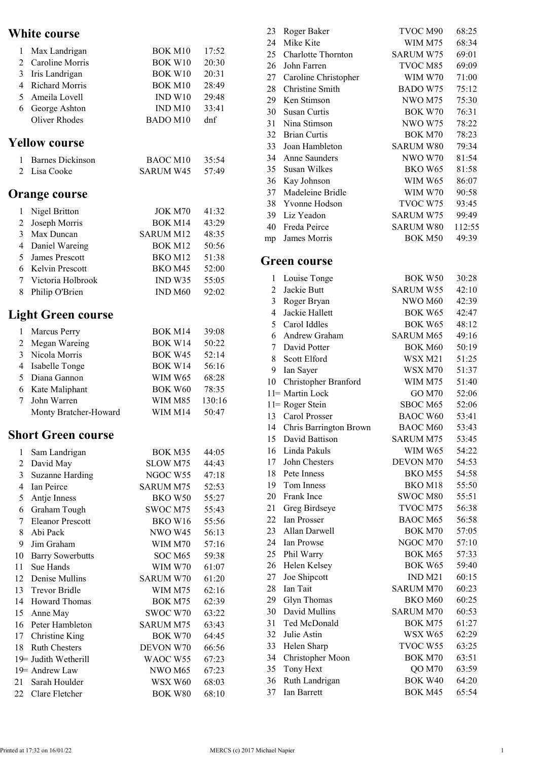## White course

| | Name | Class | Time |
|---|---|---|---|
| 1 | Max Landrigan | BOK M10 | 17:52 |
| 2 | Caroline Morris | BOK W10 | 20:30 |
| 3 | Iris Landrigan | BOK W10 | 20:31 |
| 4 | Richard Morris | BOK M10 | 28:49 |
| 5 | Ameila Lovell | IND W10 | 29:48 |
| 6 | George Ashton | IND M10 | 33:41 |
| | Oliver Rhodes | BADO M10 | dnf |

## Yellow course

| | Name | Class | Time |
|---|---|---|---|
| 1 | Barnes Dickinson | BAOC M10 | 35:54 |
| 2 | Lisa Cooke | SARUM W45 | 57:49 |

## Orange course

| | Name | Class | Time |
|---|---|---|---|
| 1 | Nigel Britton | JOK M70 | 41:32 |
| 2 | Joseph Morris | BOK M14 | 43:29 |
| 3 | Max Duncan | SARUM M12 | 48:35 |
| 4 | Daniel Wareing | BOK M12 | 50:56 |
| 5 | James Prescott | BKO M12 | 51:38 |
| 6 | Kelvin Prescott | BKO M45 | 52:00 |
| 7 | Victoria Holbrook | IND W35 | 55:05 |
| 8 | Philip O'Brien | IND M60 | 92:02 |

## Light Green course

| | Name | Class | Time |
|---|---|---|---|
| 1 | Marcus Perry | BOK M14 | 39:08 |
| 2 | Megan Wareing | BOK W14 | 50:22 |
| 3 | Nicola Morris | BOK W45 | 52:14 |
| 4 | Isabelle Tonge | BOK W14 | 56:16 |
| 5 | Diana Gannon | WIM W65 | 68:28 |
| 6 | Kate Maliphant | BOK W60 | 78:35 |
| 7 | John Warren | WIM M85 | 130:16 |
| | Monty Bratcher-Howard | WIM M14 | 50:47 |

## Short Green course

| | Name | Class | Time |
|---|---|---|---|
| 1 | Sam Landrigan | BOK M35 | 44:05 |
| 2 | David May | SLOW M75 | 44:43 |
| 3 | Suzanne Harding | NGOC W55 | 47:18 |
| 4 | Ian Peirce | SARUM M75 | 52:53 |
| 5 | Antje Inness | BKO W50 | 55:27 |
| 6 | Graham Tough | SWOC M75 | 55:43 |
| 7 | Eleanor Prescott | BKO W16 | 55:56 |
| 8 | Abi Pack | NWO W45 | 56:13 |
| 9 | Jim Graham | WIM M70 | 57:16 |
| 10 | Barry Sowerbutts | SOC M65 | 59:38 |
| 11 | Sue Hands | WIM W70 | 61:07 |
| 12 | Denise Mullins | SARUM W70 | 61:20 |
| 13 | Trevor Bridle | WIM M75 | 62:16 |
| 14 | Howard Thomas | BOK M75 | 62:39 |
| 15 | Anne May | SWOC W70 | 63:22 |
| 16 | Peter Hambleton | SARUM M75 | 63:43 |
| 17 | Christine King | BOK W70 | 64:45 |
| 18 | Ruth Chesters | DEVON W70 | 66:56 |
| 19= | Judith Wetherill | WAOC W55 | 67:23 |
| 19= | Andrew Law | NWO M65 | 67:23 |
| 21 | Sarah Houlder | WSX W60 | 68:03 |
| 22 | Clare Fletcher | BOK W80 | 68:10 |
| 23 | Roger Baker | TVOC M90 | 68:25 |
| 24 | Mike Kite | WIM M75 | 68:34 |
| 25 | Charlotte Thornton | SARUM W75 | 69:01 |
| 26 | John Farren | TVOC M85 | 69:09 |
| 27 | Caroline Christopher | WIM W70 | 71:00 |
| 28 | Christine Smith | BADO W75 | 75:12 |
| 29 | Ken Stimson | NWO M75 | 75:30 |
| 30 | Susan Curtis | BOK W70 | 76:31 |
| 31 | Nina Stimson | NWO W75 | 78:22 |
| 32 | Brian Curtis | BOK M70 | 78:23 |
| 33 | Joan Hambleton | SARUM W80 | 79:34 |
| 34 | Anne Saunders | NWO W70 | 81:54 |
| 35 | Susan Wilkes | BKO W65 | 81:58 |
| 36 | Kay Johnson | WIM W65 | 86:07 |
| 37 | Madeleine Bridle | WIM W70 | 90:58 |
| 38 | Yvonne Hodson | TVOC W75 | 93:45 |
| 39 | Liz Yeadon | SARUM W75 | 99:49 |
| 40 | Freda Peirce | SARUM W80 | 112:55 |
| mp | James Morris | BOK M50 | 49:39 |

## Green course

| | Name | Class | Time |
|---|---|---|---|
| 1 | Louise Tonge | BOK W50 | 30:28 |
| 2 | Jackie Butt | SARUM W55 | 42:10 |
| 3 | Roger Bryan | NWO M60 | 42:39 |
| 4 | Jackie Hallett | BOK W65 | 42:47 |
| 5 | Carol Iddles | BOK W65 | 48:12 |
| 6 | Andrew Graham | SARUM M65 | 49:16 |
| 7 | David Potter | BOK M60 | 50:19 |
| 8 | Scott Elford | WSX M21 | 51:25 |
| 9 | Ian Sayer | WSX M70 | 51:37 |
| 10 | Christopher Branford | WIM M75 | 51:40 |
| 11= | Martin Lock | GO M70 | 52:06 |
| 11= | Roger Stein | SBOC M65 | 52:06 |
| 13 | Carol Prosser | BAOC W60 | 53:41 |
| 14 | Chris Barrington Brown | BAOC M60 | 53:43 |
| 15 | David Battison | SARUM M75 | 53:45 |
| 16 | Linda Pakuls | WIM W65 | 54:22 |
| 17 | John Chesters | DEVON M70 | 54:53 |
| 18 | Pete Inness | BKO M55 | 54:58 |
| 19 | Tom Inness | BKO M18 | 55:50 |
| 20 | Frank Ince | SWOC M80 | 55:51 |
| 21 | Greg Birdseye | TVOC M75 | 56:38 |
| 22 | Ian Prosser | BAOC M65 | 56:58 |
| 23 | Allan Darwell | BOK M70 | 57:05 |
| 24 | Ian Prowse | NGOC M70 | 57:10 |
| 25 | Phil Warry | BOK M65 | 57:33 |
| 26 | Helen Kelsey | BOK W65 | 59:40 |
| 27 | Joe Shipcott | IND M21 | 60:15 |
| 28 | Ian Tait | SARUM M70 | 60:23 |
| 29 | Glyn Thomas | BKO M60 | 60:25 |
| 30 | David Mullins | SARUM M70 | 60:53 |
| 31 | Ted McDonald | BOK M75 | 61:27 |
| 32 | Julie Astin | WSX W65 | 62:29 |
| 33 | Helen Sharp | TVOC W55 | 63:25 |
| 34 | Christopher Moon | BOK M70 | 63:51 |
| 35 | Tony Hext | QO M70 | 63:59 |
| 36 | Ruth Landrigan | BOK W40 | 64:20 |
| 37 | Ian Barrett | BOK M45 | 65:54 |

Printed at 17:32 on 16/01/22 MERCS (c) 2017 Michael Napier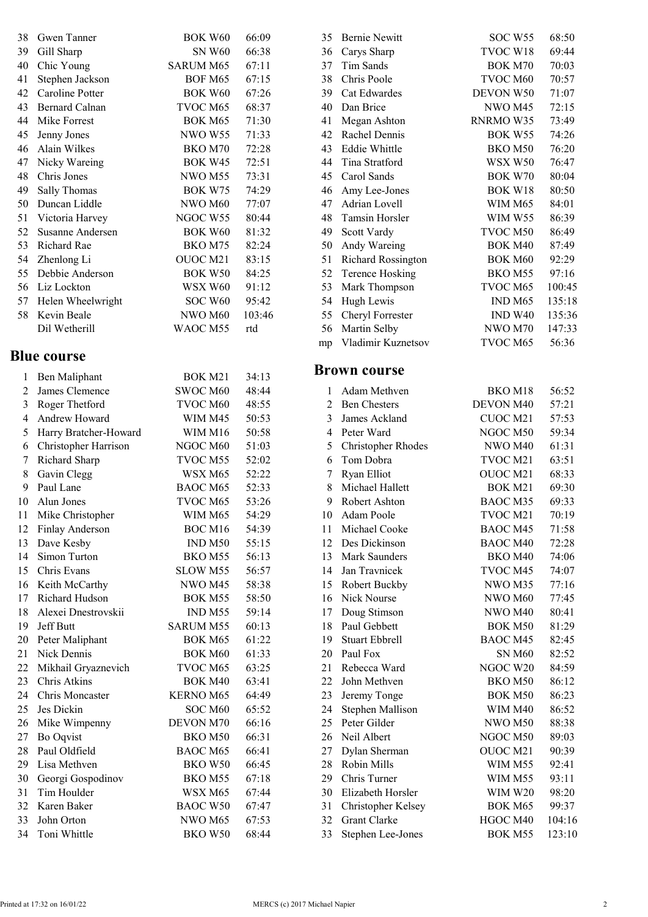| | | | |
|---|---|---|---|
| 38 | Gwen Tanner | BOK W60 | 66:09 |
| 39 | Gill Sharp | SN W60 | 66:38 |
| 40 | Chic Young | SARUM M65 | 67:11 |
| 41 | Stephen Jackson | BOF M65 | 67:15 |
| 42 | Caroline Potter | BOK W60 | 67:26 |
| 43 | Bernard Calnan | TVOC M65 | 68:37 |
| 44 | Mike Forrest | BOK M65 | 71:30 |
| 45 | Jenny Jones | NWO W55 | 71:33 |
| 46 | Alain Wilkes | BKO M70 | 72:28 |
| 47 | Nicky Wareing | BOK W45 | 72:51 |
| 48 | Chris Jones | NWO M55 | 73:31 |
| 49 | Sally Thomas | BOK W75 | 74:29 |
| 50 | Duncan Liddle | NWO M60 | 77:07 |
| 51 | Victoria Harvey | NGOC W55 | 80:44 |
| 52 | Susanne Andersen | BOK W60 | 81:32 |
| 53 | Richard Rae | BKO M75 | 82:24 |
| 54 | Zhenlong Li | OUOC M21 | 83:15 |
| 55 | Debbie Anderson | BOK W50 | 84:25 |
| 56 | Liz Lockton | WSX W60 | 91:12 |
| 57 | Helen Wheelwright | SOC W60 | 95:42 |
| 58 | Kevin Beale | NWO M60 | 103:46 |
| | Dil Wetherill | WAOC M55 | rtd |

## Blue course

| | | | |
|---|---|---|---|
| 1 | Ben Maliphant | BOK M21 | 34:13 |
| 2 | James Clemence | SWOC M60 | 48:44 |
| 3 | Roger Thetford | TVOC M60 | 48:55 |
| 4 | Andrew Howard | WIM M45 | 50:53 |
| 5 | Harry Bratcher-Howard | WIM M16 | 50:58 |
| 6 | Christopher Harrison | NGOC M60 | 51:03 |
| 7 | Richard Sharp | TVOC M55 | 52:02 |
| 8 | Gavin Clegg | WSX M65 | 52:22 |
| 9 | Paul Lane | BAOC M65 | 52:33 |
| 10 | Alun Jones | TVOC M65 | 53:26 |
| 11 | Mike Christopher | WIM M65 | 54:29 |
| 12 | Finlay Anderson | BOC M16 | 54:39 |
| 13 | Dave Kesby | IND M50 | 55:15 |
| 14 | Simon Turton | BKO M55 | 56:13 |
| 15 | Chris Evans | SLOW M55 | 56:57 |
| 16 | Keith McCarthy | NWO M45 | 58:38 |
| 17 | Richard Hudson | BOK M55 | 58:50 |
| 18 | Alexei Dnestrovskii | IND M55 | 59:14 |
| 19 | Jeff Butt | SARUM M55 | 60:13 |
| 20 | Peter Maliphant | BOK M65 | 61:22 |
| 21 | Nick Dennis | BOK M60 | 61:33 |
| 22 | Mikhail Gryaznevich | TVOC M65 | 63:25 |
| 23 | Chris Atkins | BOK M40 | 63:41 |
| 24 | Chris Moncaster | KERNO M65 | 64:49 |
| 25 | Jes Dickin | SOC M60 | 65:52 |
| 26 | Mike Wimpenny | DEVON M70 | 66:16 |
| 27 | Bo Oqvist | BKO M50 | 66:31 |
| 28 | Paul Oldfield | BAOC M65 | 66:41 |
| 29 | Lisa Methven | BKO W50 | 66:45 |
| 30 | Georgi Gospodinov | BKO M55 | 67:18 |
| 31 | Tim Houlder | WSX M65 | 67:44 |
| 32 | Karen Baker | BAOC W50 | 67:47 |
| 33 | John Orton | NWO M65 | 67:53 |
| 34 | Toni Whittle | BKO W50 | 68:44 |
| 35 | Bernie Newitt | SOC W55 | 68:50 |
| 36 | Carys Sharp | TVOC W18 | 69:44 |
| 37 | Tim Sands | BOK M70 | 70:03 |
| 38 | Chris Poole | TVOC M60 | 70:57 |
| 39 | Cat Edwardes | DEVON W50 | 71:07 |
| 40 | Dan Brice | NWO M45 | 72:15 |
| 41 | Megan Ashton | RNRMO W35 | 73:49 |
| 42 | Rachel Dennis | BOK W55 | 74:26 |
| 43 | Eddie Whittle | BKO M50 | 76:20 |
| 44 | Tina Stratford | WSX W50 | 76:47 |
| 45 | Carol Sands | BOK W70 | 80:04 |
| 46 | Amy Lee-Jones | BOK W18 | 80:50 |
| 47 | Adrian Lovell | WIM M65 | 84:01 |
| 48 | Tamsin Horsler | WIM W55 | 86:39 |
| 49 | Scott Vardy | TVOC M50 | 86:49 |
| 50 | Andy Wareing | BOK M40 | 87:49 |
| 51 | Richard Rossington | BOK M60 | 92:29 |
| 52 | Terence Hosking | BKO M55 | 97:16 |
| 53 | Mark Thompson | TVOC M65 | 100:45 |
| 54 | Hugh Lewis | IND M65 | 135:18 |
| 55 | Cheryl Forrester | IND W40 | 135:36 |
| 56 | Martin Selby | NWO M70 | 147:33 |
| mp | Vladimir Kuznetsov | TVOC M65 | 56:36 |

## Brown course

| | | | |
|---|---|---|---|
| 1 | Adam Methven | BKO M18 | 56:52 |
| 2 | Ben Chesters | DEVON M40 | 57:21 |
| 3 | James Ackland | CUOC M21 | 57:53 |
| 4 | Peter Ward | NGOC M50 | 59:34 |
| 5 | Christopher Rhodes | NWO M40 | 61:31 |
| 6 | Tom Dobra | TVOC M21 | 63:51 |
| 7 | Ryan Elliot | OUOC M21 | 68:33 |
| 8 | Michael Hallett | BOK M21 | 69:30 |
| 9 | Robert Ashton | BAOC M35 | 69:33 |
| 10 | Adam Poole | TVOC M21 | 70:19 |
| 11 | Michael Cooke | BAOC M45 | 71:58 |
| 12 | Des Dickinson | BAOC M40 | 72:28 |
| 13 | Mark Saunders | BKO M40 | 74:06 |
| 14 | Jan Travnicek | TVOC M45 | 74:07 |
| 15 | Robert Buckby | NWO M35 | 77:16 |
| 16 | Nick Nourse | NWO M60 | 77:45 |
| 17 | Doug Stimson | NWO M40 | 80:41 |
| 18 | Paul Gebbett | BOK M50 | 81:29 |
| 19 | Stuart Ebbrell | BAOC M45 | 82:45 |
| 20 | Paul Fox | SN M60 | 82:52 |
| 21 | Rebecca Ward | NGOC W20 | 84:59 |
| 22 | John Methven | BKO M50 | 86:12 |
| 23 | Jeremy Tonge | BOK M50 | 86:23 |
| 24 | Stephen Mallison | WIM M40 | 86:52 |
| 25 | Peter Gilder | NWO M50 | 88:38 |
| 26 | Neil Albert | NGOC M50 | 89:03 |
| 27 | Dylan Sherman | OUOC M21 | 90:39 |
| 28 | Robin Mills | WIM M55 | 92:41 |
| 29 | Chris Turner | WIM M55 | 93:11 |
| 30 | Elizabeth Horsler | WIM W20 | 98:20 |
| 31 | Christopher Kelsey | BOK M65 | 99:37 |
| 32 | Grant Clarke | HGOC M40 | 104:16 |
| 33 | Stephen Lee-Jones | BOK M55 | 123:10 |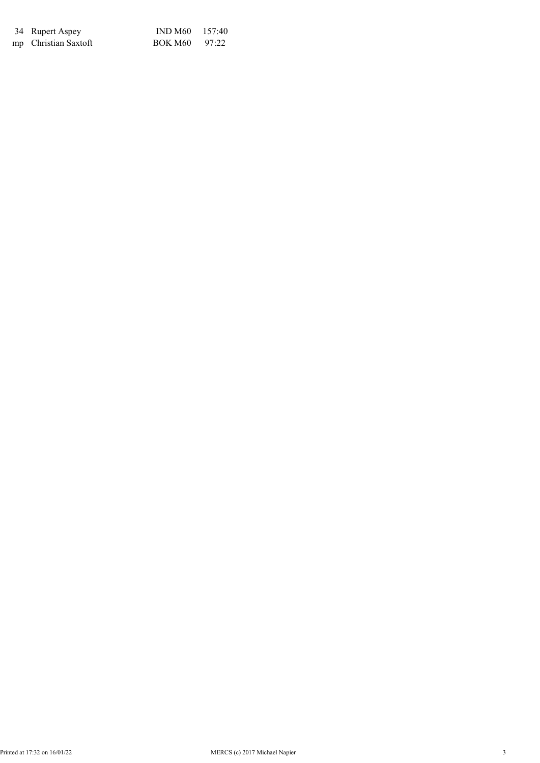| | | | |
|---|---|---|---|
| 34 | Rupert Aspey | IND M60 | 157:40 |
| mp | Christian Saxtoft | BOK M60 | 97:22 |